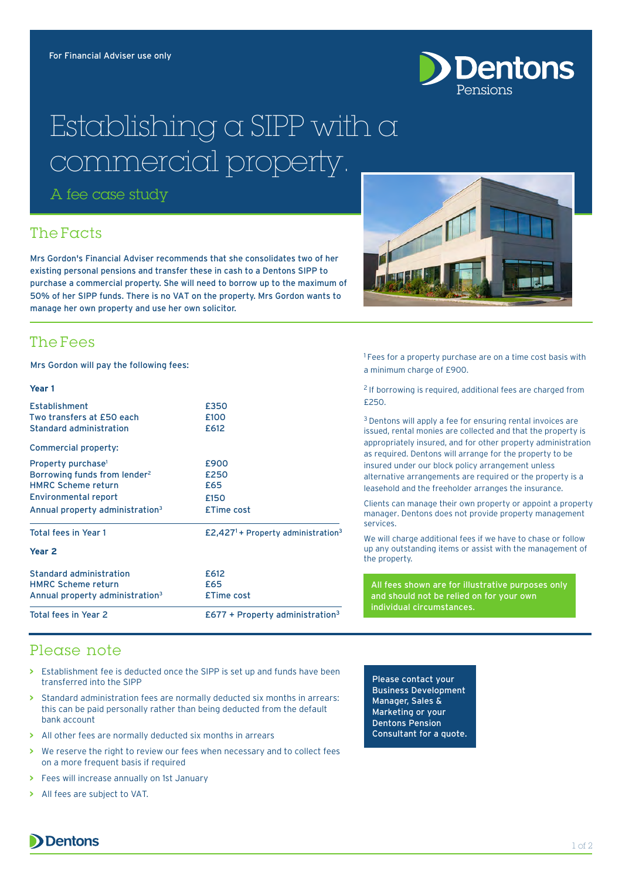For Financial Adviser use only

# Establishing a SIPP with a commercial property.

A fee case study

## The Facts

Mrs Gordon's Financial Adviser recommends that she consolidates two of her existing personal pensions and transfer these in cash to a Dentons SIPP to purchase a commercial property. She will need to borrow up to the maximum of 50% of her SIPP funds. There is no VAT on the property. Mrs Gordon wants to manage her own property and use her own solicitor.

## The Fees

Mrs Gordon will pay the following fees:

| Year 1 | |
|---|---|
| Establishment | £350 |
| Two transfers at £50 each | £100 |
| Standard administration | £612 |
| **Commercial property:** | |
| Property purchase[1] | £900 |
| Borrowing funds from lender[2] | £250 |
| HMRC Scheme return | £65 |
| Environmental report | £150 |
| Annual property administration[3] | £Time cost |
| **Total fees in Year 1** | £2,427[1] + Property administration[3] |

| Year 2 | |
|---|---|
| Standard administration | £612 |
| HMRC Scheme return | £65 |
| Annual property administration[3] | £Time cost |
| **Total fees in Year 2** | £677 + Property administration[3] |

[1] Fees for a property purchase are on a time cost basis with a minimum charge of £900.

[2] If borrowing is required, additional fees are charged from £250.

[3] Dentons will apply a fee for ensuring rental invoices are issued, rental monies are collected and that the property is appropriately insured, and for other property administration as required. Dentons will arrange for the property to be insured under our block policy arrangement unless alternative arrangements are required or the property is a leasehold and the freeholder arranges the insurance.

Clients can manage their own property or appoint a property manager. Dentons does not provide property management services.

We will charge additional fees if we have to chase or follow up any outstanding items or assist with the management of the property.

**All fees shown are for illustrative purposes only and should not be relied on for your own individual circumstances.**

## Please note

- Establishment fee is deducted once the SIPP is set up and funds have been transferred into the SIPP
- Standard administration fees are normally deducted six months in arrears: this can be paid personally rather than being deducted from the default bank account
- All other fees are normally deducted six months in arrears
- We reserve the right to review our fees when necessary and to collect fees on a more frequent basis if required
- Fees will increase annually on 1st January
- All fees are subject to VAT.

**Please contact your Business Development Manager, Sales & Marketing or your Dentons Pension Consultant for a quote.**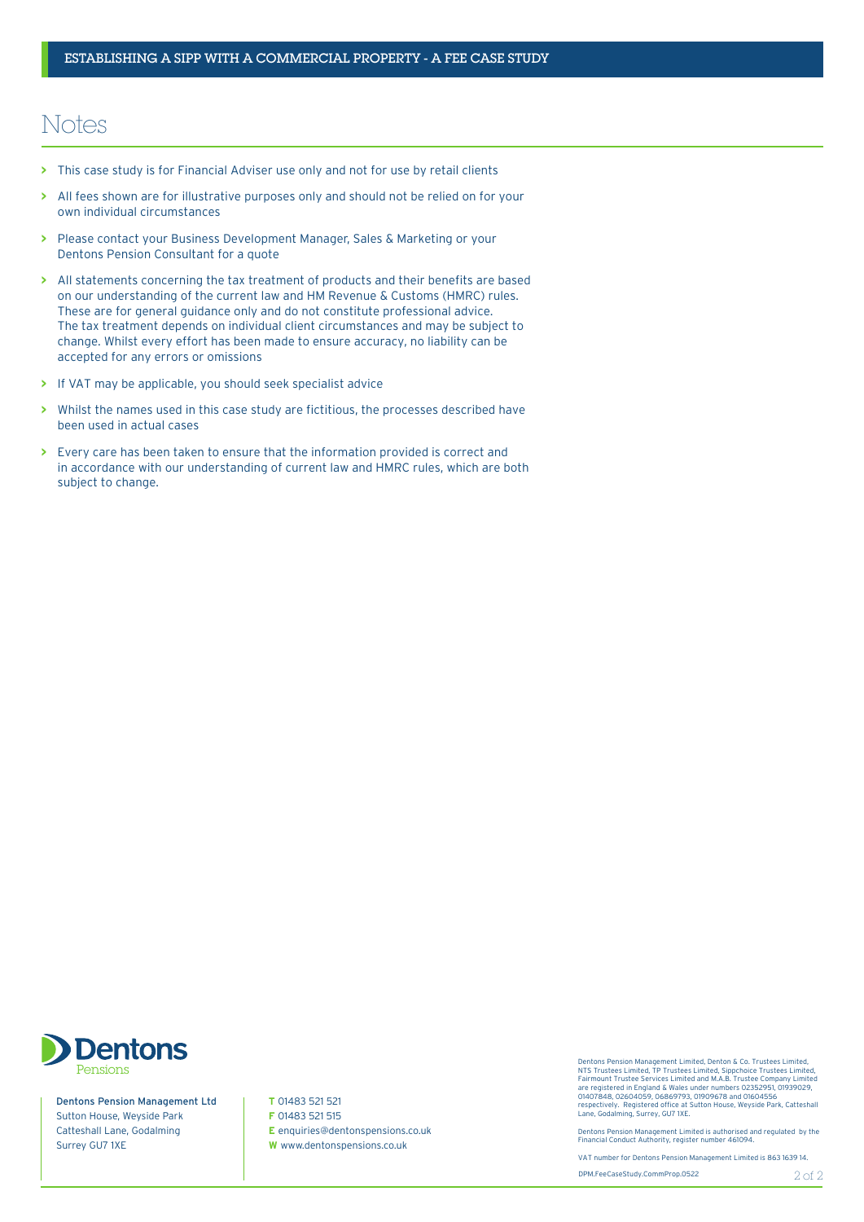# Notes

- This case study is for Financial Adviser use only and not for use by retail clients
- All fees shown are for illustrative purposes only and should not be relied on for your own individual circumstances
- Please contact your Business Development Manager, Sales & Marketing or your Dentons Pension Consultant for a quote
- All statements concerning the tax treatment of products and their benefits are based on our understanding of the current law and HM Revenue & Customs (HMRC) rules. These are for general guidance only and do not constitute professional advice. The tax treatment depends on individual client circumstances and may be subject to change. Whilst every effort has been made to ensure accuracy, no liability can be accepted for any errors or omissions
- If VAT may be applicable, you should seek specialist advice
- Whilst the names used in this case study are fictitious, the processes described have been used in actual cases
- Every care has been taken to ensure that the information provided is correct and in accordance with our understanding of current law and HMRC rules, which are both subject to change.

Dentons Pensions

**Dentons Pension Management Ltd**
Sutton House, Weyside Park
Catteshall Lane, Godalming
Surrey GU7 1XE

**T** 01483 521 521
**F** 01483 521 515
**E** enquiries@dentonspensions.co.uk
**W** www.dentonspensions.co.uk

Dentons Pension Management Limited, Denton & Co. Trustees Limited, NTS Trustees Limited, TP Trustees Limited, Sippchoice Trustees Limited, Fairmount Trustee Services Limited and M.A.B. Trustee Company Limited are registered in England & Wales under numbers 02352951, 01939029, 01407848, 02604059, 06869793, 01909678 and 01604556 respectively. Registered office at Sutton House, Weyside Park, Catteshall Lane, Godalming, Surrey, GU7 1XE.

Dentons Pension Management Limited is authorised and regulated by the Financial Conduct Authority, register number 461094.

VAT number for Dentons Pension Management Limited is 863 1639 14.

DPM.FeeCaseStudy.CommProp.0522